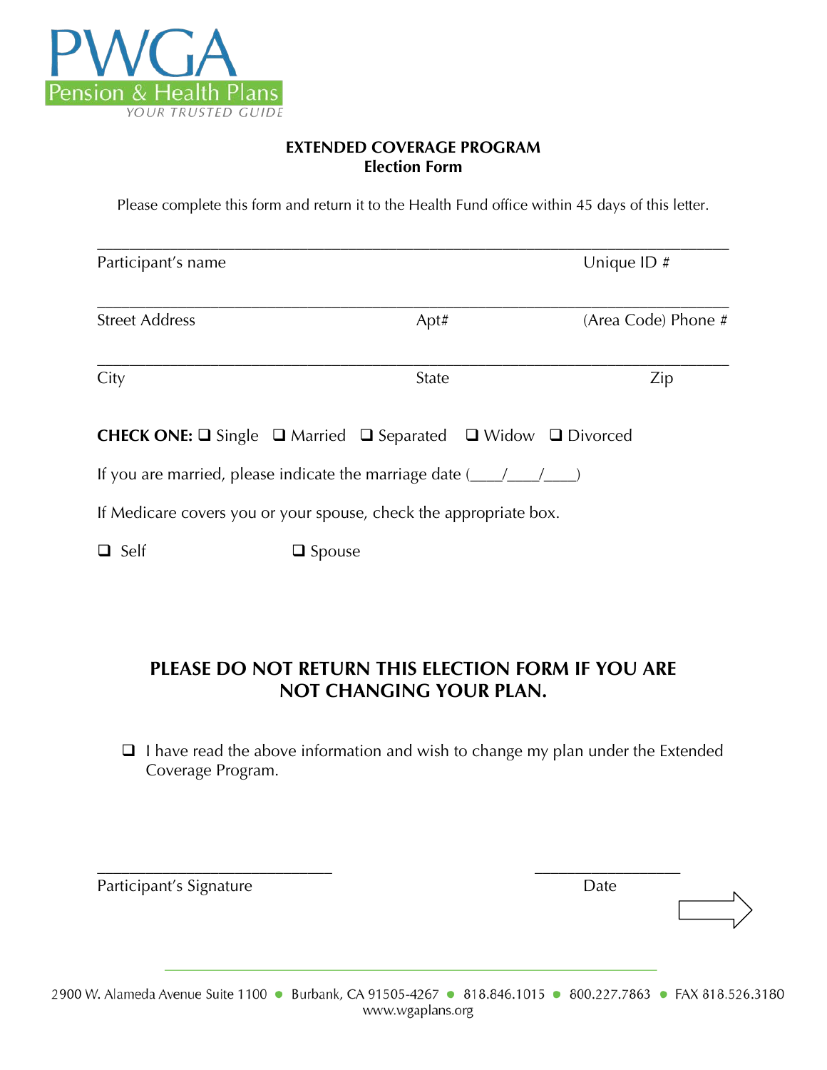PWGA
Pension & Health Plans
YOUR TRUSTED GUIDE

**EXTENDED COVERAGE PROGRAM**
**Election Form**

Please complete this form and return it to the Health Fund office within 45 days of this letter.

_______________________________________________________________________

Participant's name　　　　　　　　　　　　　　　　　　　Unique ID #

_______________________________________________________________________

Street Address　　　　　　　　　　Apt#　　　　　　　　(Area Code) Phone #

_______________________________________________________________________

City　　　　　　　　　　　　　　　State　　　　　　　　　　　　Zip

**CHECK ONE:** ❑ Single　❑ Married　❑ Separated　❑ Widow　❑ Divorced

If you are married, please indicate the marriage date (____/____/____)

If Medicare covers you or your spouse, check the appropriate box.

❑ Self　　　　　　　　❑ Spouse

**PLEASE DO NOT RETURN THIS ELECTION FORM IF YOU ARE NOT CHANGING YOUR PLAN.**

❑ I have read the above information and wish to change my plan under the Extended Coverage Program.

______________________________　　　　　　　　__________________

Participant's Signature　　　　　　　　　　　　　　　Date

2900 W. Alameda Avenue Suite 1100 • Burbank, CA 91505-4267 • 818.846.1015 • 800.227.7863 • FAX 818.526.3180
www.wgaplans.org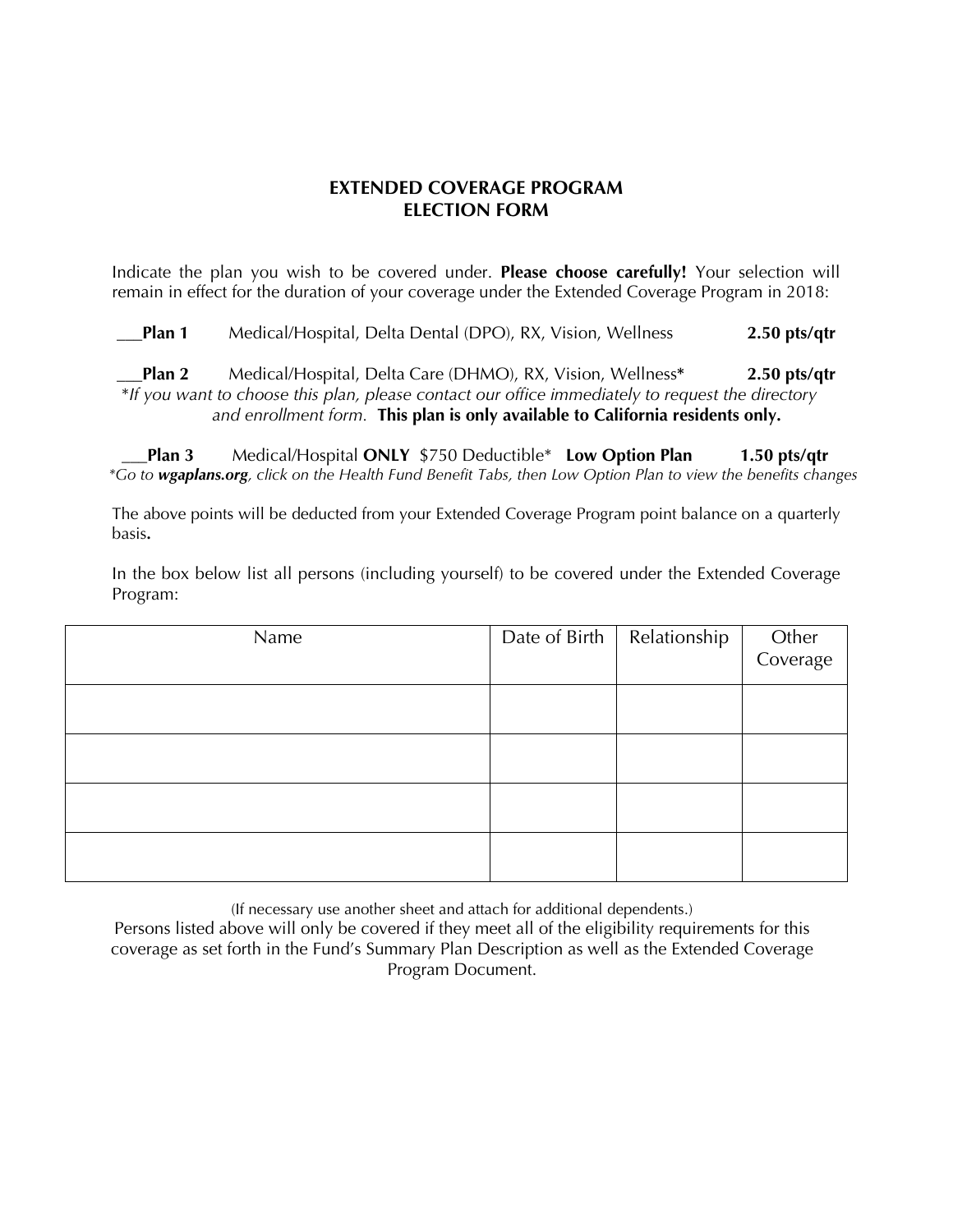# EXTENDED COVERAGE PROGRAM
# ELECTION FORM

Indicate the plan you wish to be covered under. **Please choose carefully!** Your selection will remain in effect for the duration of your coverage under the Extended Coverage Program in 2018:

___**Plan 1** Medical/Hospital, Delta Dental (DPO), RX, Vision, Wellness **2.50 pts/qtr**

___**Plan 2** Medical/Hospital, Delta Care (DHMO), RX, Vision, Wellness* **2.50 pts/qtr**

*\*If you want to choose this plan, please contact our office immediately to request the directory and enrollment form.* **This plan is only available to California residents only.**

___**Plan 3** Medical/Hospital **ONLY** $750 Deductible* **Low Option Plan** **1.50 pts/qtr**

*\*Go to **wgaplans.org**, click on the Health Fund Benefit Tabs, then Low Option Plan to view the benefits changes*

The above points will be deducted from your Extended Coverage Program point balance on a quarterly basis**.**

In the box below list all persons (including yourself) to be covered under the Extended Coverage Program:

| Name | Date of Birth | Relationship | Other Coverage |
|---|---|---|---|
| | | | |
| | | | |
| | | | |
| | | | |

(If necessary use another sheet and attach for additional dependents.)

Persons listed above will only be covered if they meet all of the eligibility requirements for this coverage as set forth in the Fund's Summary Plan Description as well as the Extended Coverage Program Document.